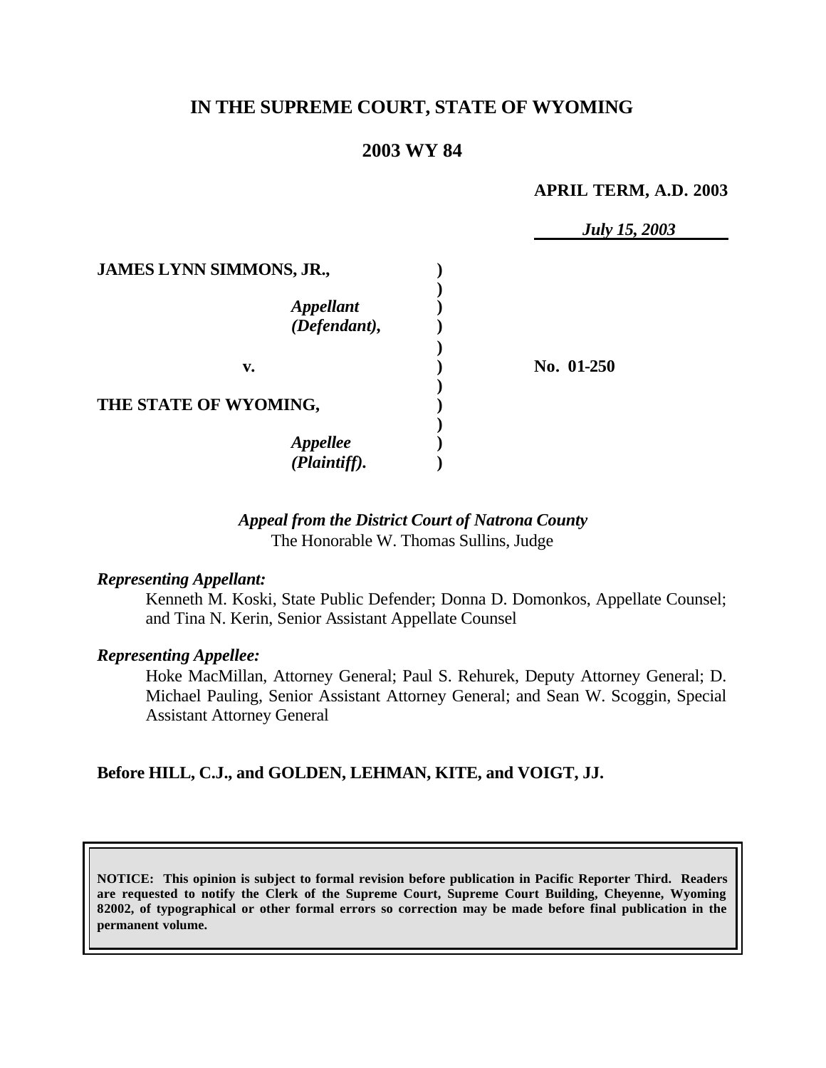# IN THE SUPREME COURT, STATE OF WYOMING

## 2003 WY 84

**APRIL TERM, A.D. 2003**

*July 15, 2003*

| | | |
|---|---|---|
| **JAMES LYNN SIMMONS, JR.,** | | |
| ***Appellant (Defendant),*** | | |
| **v.** | | **No. 01-250** |
| **THE STATE OF WYOMING,** | | |
| ***Appellee (Plaintiff).*** | | |

*Appeal from the District Court of Natrona County*
The Honorable W. Thomas Sullins, Judge

***Representing Appellant:***

Kenneth M. Koski, State Public Defender; Donna D. Domonkos, Appellate Counsel; and Tina N. Kerin, Senior Assistant Appellate Counsel

***Representing Appellee:***

Hoke MacMillan, Attorney General; Paul S. Rehurek, Deputy Attorney General; D. Michael Pauling, Senior Assistant Attorney General; and Sean W. Scoggin, Special Assistant Attorney General

**Before HILL, C.J., and GOLDEN, LEHMAN, KITE, and VOIGT, JJ.**

**NOTICE: This opinion is subject to formal revision before publication in Pacific Reporter Third. Readers are requested to notify the Clerk of the Supreme Court, Supreme Court Building, Cheyenne, Wyoming 82002, of typographical or other formal errors so correction may be made before final publication in the permanent volume.**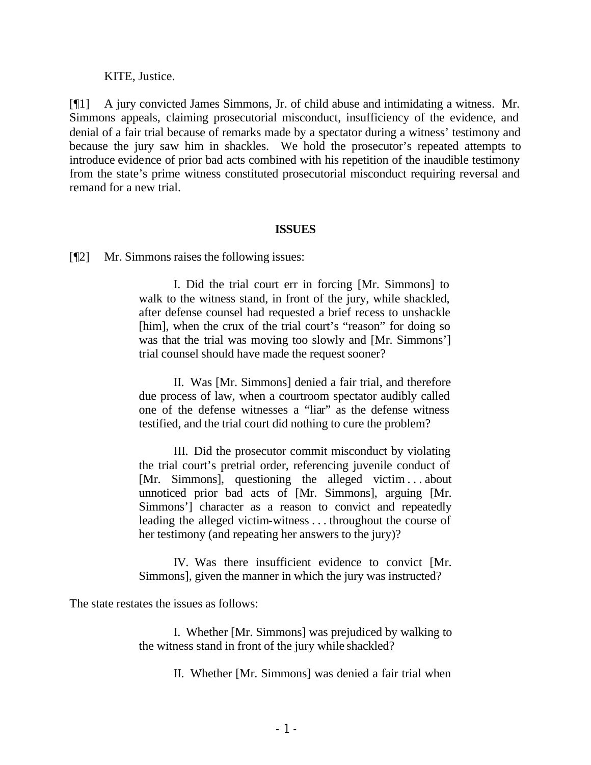KITE, Justice.

[¶1] A jury convicted James Simmons, Jr. of child abuse and intimidating a witness. Mr. Simmons appeals, claiming prosecutorial misconduct, insufficiency of the evidence, and denial of a fair trial because of remarks made by a spectator during a witness' testimony and because the jury saw him in shackles. We hold the prosecutor's repeated attempts to introduce evidence of prior bad acts combined with his repetition of the inaudible testimony from the state's prime witness constituted prosecutorial misconduct requiring reversal and remand for a new trial.

**ISSUES**

[¶2] Mr. Simmons raises the following issues:

> I. Did the trial court err in forcing [Mr. Simmons] to walk to the witness stand, in front of the jury, while shackled, after defense counsel had requested a brief recess to unshackle [him], when the crux of the trial court's "reason" for doing so was that the trial was moving too slowly and [Mr. Simmons'] trial counsel should have made the request sooner?
>
> II. Was [Mr. Simmons] denied a fair trial, and therefore due process of law, when a courtroom spectator audibly called one of the defense witnesses a "liar" as the defense witness testified, and the trial court did nothing to cure the problem?
>
> III. Did the prosecutor commit misconduct by violating the trial court's pretrial order, referencing juvenile conduct of [Mr. Simmons], questioning the alleged victim . . . about unnoticed prior bad acts of [Mr. Simmons], arguing [Mr. Simmons'] character as a reason to convict and repeatedly leading the alleged victim-witness . . . throughout the course of her testimony (and repeating her answers to the jury)?
>
> IV. Was there insufficient evidence to convict [Mr. Simmons], given the manner in which the jury was instructed?

The state restates the issues as follows:

> I. Whether [Mr. Simmons] was prejudiced by walking to the witness stand in front of the jury while shackled?
>
> II. Whether [Mr. Simmons] was denied a fair trial when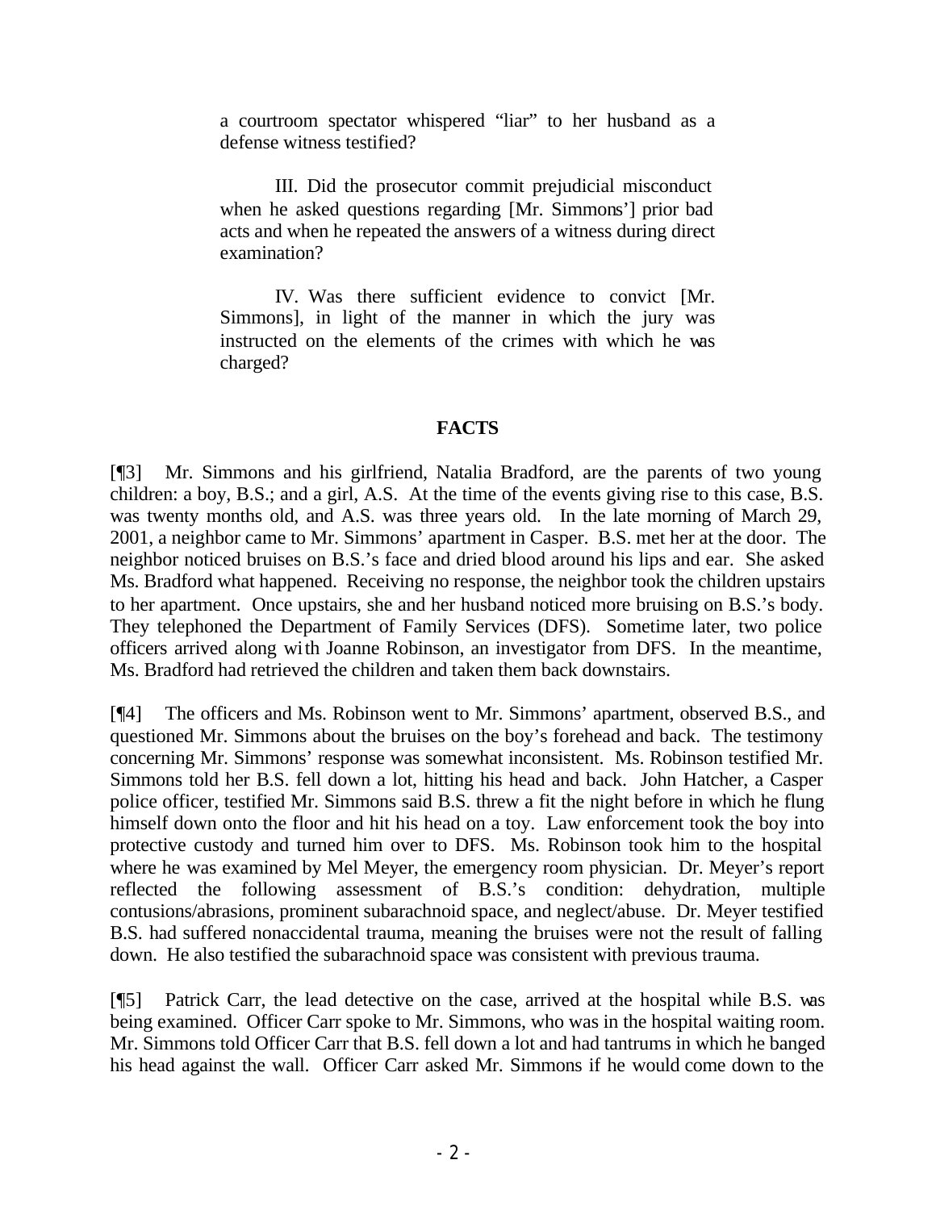a courtroom spectator whispered "liar" to her husband as a defense witness testified?

III. Did the prosecutor commit prejudicial misconduct when he asked questions regarding [Mr. Simmons'] prior bad acts and when he repeated the answers of a witness during direct examination?

IV. Was there sufficient evidence to convict [Mr. Simmons], in light of the manner in which the jury was instructed on the elements of the crimes with which he was charged?

## FACTS

[¶3] Mr. Simmons and his girlfriend, Natalia Bradford, are the parents of two young children: a boy, B.S.; and a girl, A.S. At the time of the events giving rise to this case, B.S. was twenty months old, and A.S. was three years old. In the late morning of March 29, 2001, a neighbor came to Mr. Simmons' apartment in Casper. B.S. met her at the door. The neighbor noticed bruises on B.S.'s face and dried blood around his lips and ear. She asked Ms. Bradford what happened. Receiving no response, the neighbor took the children upstairs to her apartment. Once upstairs, she and her husband noticed more bruising on B.S.'s body. They telephoned the Department of Family Services (DFS). Sometime later, two police officers arrived along with Joanne Robinson, an investigator from DFS. In the meantime, Ms. Bradford had retrieved the children and taken them back downstairs.

[¶4] The officers and Ms. Robinson went to Mr. Simmons' apartment, observed B.S., and questioned Mr. Simmons about the bruises on the boy's forehead and back. The testimony concerning Mr. Simmons' response was somewhat inconsistent. Ms. Robinson testified Mr. Simmons told her B.S. fell down a lot, hitting his head and back. John Hatcher, a Casper police officer, testified Mr. Simmons said B.S. threw a fit the night before in which he flung himself down onto the floor and hit his head on a toy. Law enforcement took the boy into protective custody and turned him over to DFS. Ms. Robinson took him to the hospital where he was examined by Mel Meyer, the emergency room physician. Dr. Meyer's report reflected the following assessment of B.S.'s condition: dehydration, multiple contusions/abrasions, prominent subarachnoid space, and neglect/abuse. Dr. Meyer testified B.S. had suffered nonaccidental trauma, meaning the bruises were not the result of falling down. He also testified the subarachnoid space was consistent with previous trauma.

[¶5] Patrick Carr, the lead detective on the case, arrived at the hospital while B.S. was being examined. Officer Carr spoke to Mr. Simmons, who was in the hospital waiting room. Mr. Simmons told Officer Carr that B.S. fell down a lot and had tantrums in which he banged his head against the wall. Officer Carr asked Mr. Simmons if he would come down to the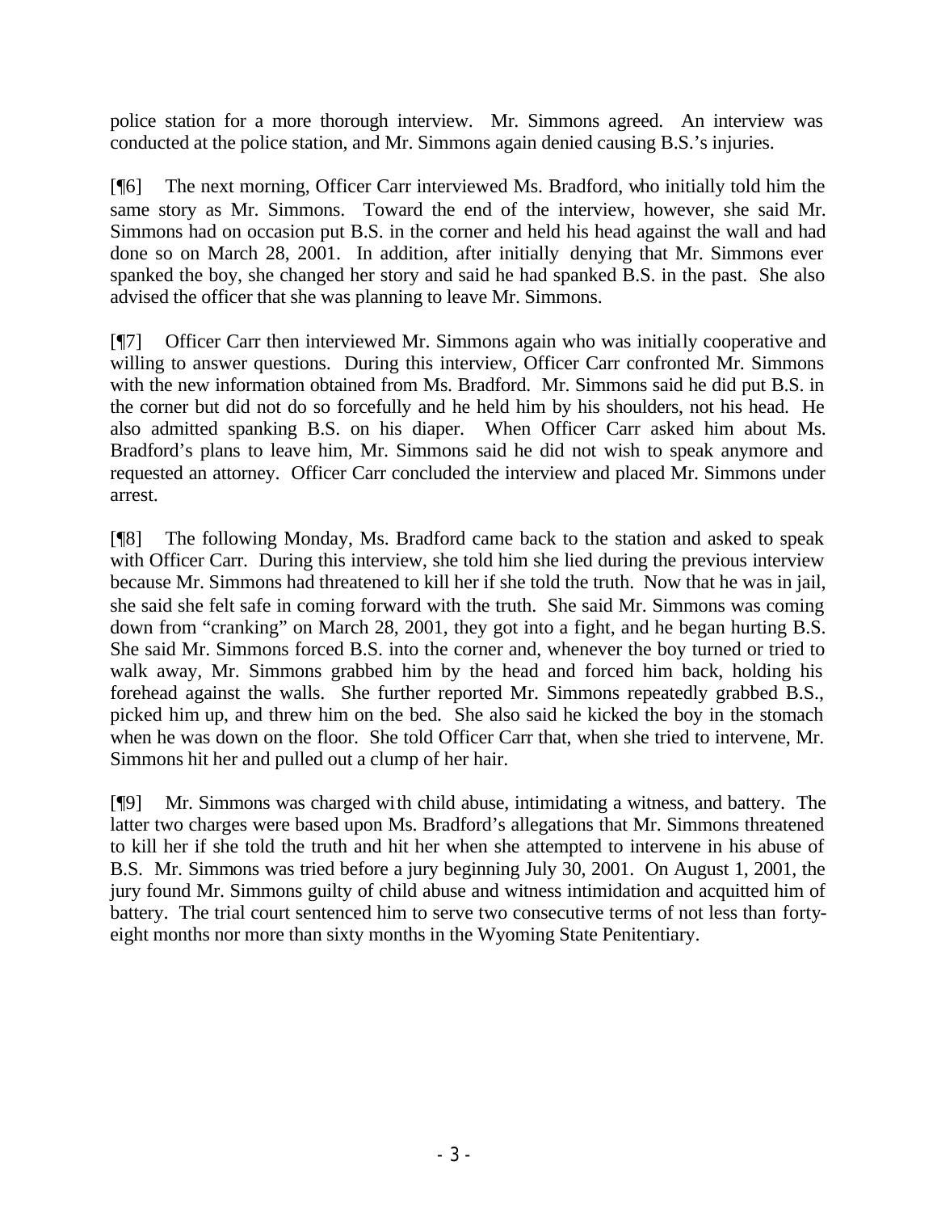police station for a more thorough interview. Mr. Simmons agreed. An interview was conducted at the police station, and Mr. Simmons again denied causing B.S.'s injuries.

[¶6] The next morning, Officer Carr interviewed Ms. Bradford, who initially told him the same story as Mr. Simmons. Toward the end of the interview, however, she said Mr. Simmons had on occasion put B.S. in the corner and held his head against the wall and had done so on March 28, 2001. In addition, after initially denying that Mr. Simmons ever spanked the boy, she changed her story and said he had spanked B.S. in the past. She also advised the officer that she was planning to leave Mr. Simmons.

[¶7] Officer Carr then interviewed Mr. Simmons again who was initially cooperative and willing to answer questions. During this interview, Officer Carr confronted Mr. Simmons with the new information obtained from Ms. Bradford. Mr. Simmons said he did put B.S. in the corner but did not do so forcefully and he held him by his shoulders, not his head. He also admitted spanking B.S. on his diaper. When Officer Carr asked him about Ms. Bradford's plans to leave him, Mr. Simmons said he did not wish to speak anymore and requested an attorney. Officer Carr concluded the interview and placed Mr. Simmons under arrest.

[¶8] The following Monday, Ms. Bradford came back to the station and asked to speak with Officer Carr. During this interview, she told him she lied during the previous interview because Mr. Simmons had threatened to kill her if she told the truth. Now that he was in jail, she said she felt safe in coming forward with the truth. She said Mr. Simmons was coming down from "cranking" on March 28, 2001, they got into a fight, and he began hurting B.S. She said Mr. Simmons forced B.S. into the corner and, whenever the boy turned or tried to walk away, Mr. Simmons grabbed him by the head and forced him back, holding his forehead against the walls. She further reported Mr. Simmons repeatedly grabbed B.S., picked him up, and threw him on the bed. She also said he kicked the boy in the stomach when he was down on the floor. She told Officer Carr that, when she tried to intervene, Mr. Simmons hit her and pulled out a clump of her hair.

[¶9] Mr. Simmons was charged with child abuse, intimidating a witness, and battery. The latter two charges were based upon Ms. Bradford's allegations that Mr. Simmons threatened to kill her if she told the truth and hit her when she attempted to intervene in his abuse of B.S. Mr. Simmons was tried before a jury beginning July 30, 2001. On August 1, 2001, the jury found Mr. Simmons guilty of child abuse and witness intimidation and acquitted him of battery. The trial court sentenced him to serve two consecutive terms of not less than forty-eight months nor more than sixty months in the Wyoming State Penitentiary.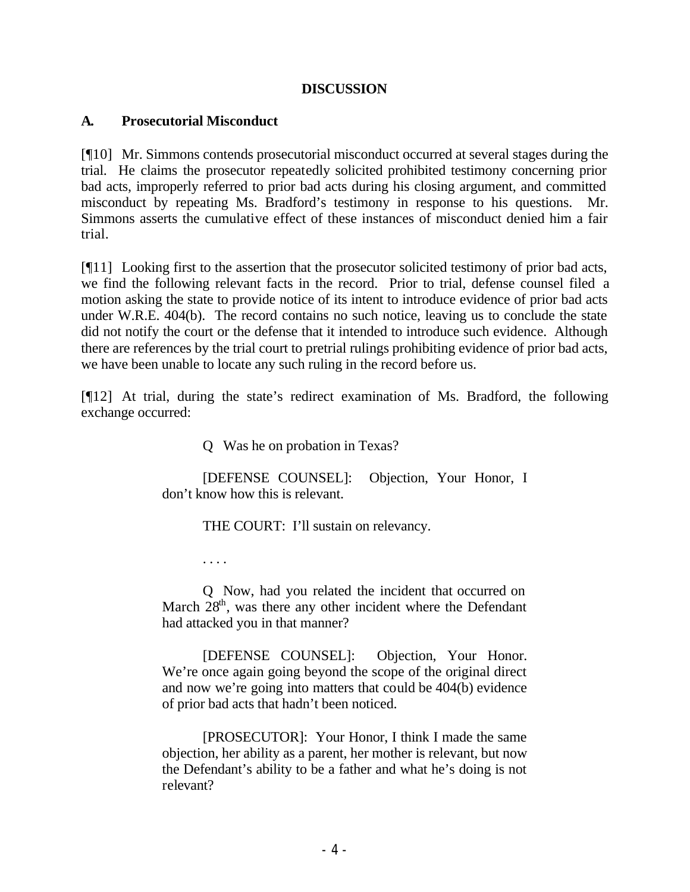## DISCUSSION

### A. Prosecutorial Misconduct

[¶10] Mr. Simmons contends prosecutorial misconduct occurred at several stages during the trial. He claims the prosecutor repeatedly solicited prohibited testimony concerning prior bad acts, improperly referred to prior bad acts during his closing argument, and committed misconduct by repeating Ms. Bradford's testimony in response to his questions. Mr. Simmons asserts the cumulative effect of these instances of misconduct denied him a fair trial.

[¶11] Looking first to the assertion that the prosecutor solicited testimony of prior bad acts, we find the following relevant facts in the record. Prior to trial, defense counsel filed a motion asking the state to provide notice of its intent to introduce evidence of prior bad acts under W.R.E. 404(b). The record contains no such notice, leaving us to conclude the state did not notify the court or the defense that it intended to introduce such evidence. Although there are references by the trial court to pretrial rulings prohibiting evidence of prior bad acts, we have been unable to locate any such ruling in the record before us.

[¶12] At trial, during the state's redirect examination of Ms. Bradford, the following exchange occurred:

> Q Was he on probation in Texas?
>
> [DEFENSE COUNSEL]: Objection, Your Honor, I don't know how this is relevant.
>
> THE COURT: I'll sustain on relevancy.
>
> . . . .
>
> Q Now, had you related the incident that occurred on March 28th, was there any other incident where the Defendant had attacked you in that manner?
>
> [DEFENSE COUNSEL]: Objection, Your Honor. We're once again going beyond the scope of the original direct and now we're going into matters that could be 404(b) evidence of prior bad acts that hadn't been noticed.
>
> [PROSECUTOR]: Your Honor, I think I made the same objection, her ability as a parent, her mother is relevant, but now the Defendant's ability to be a father and what he's doing is not relevant?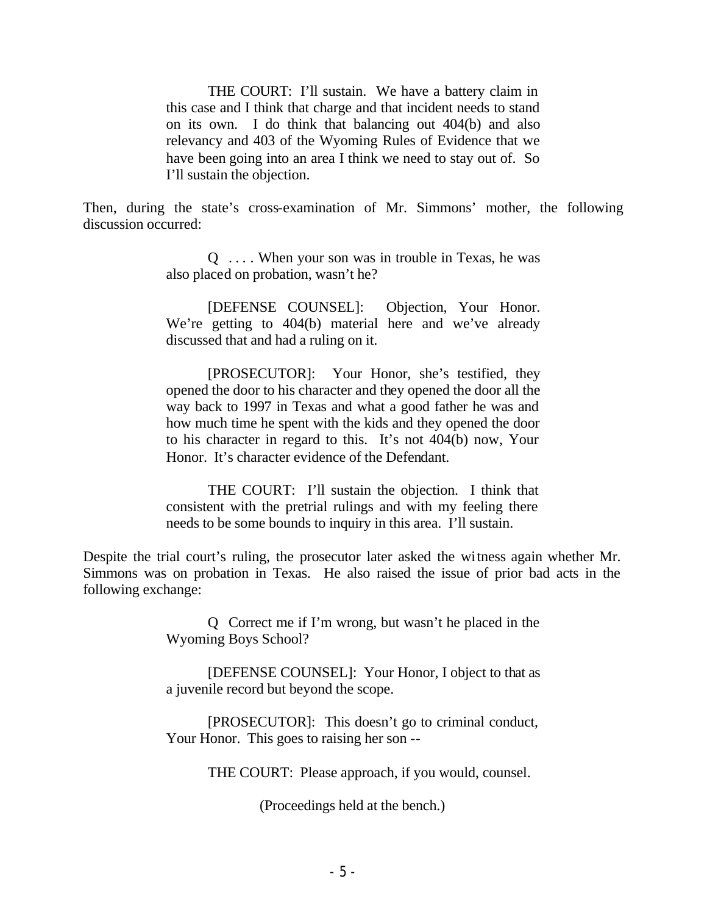> THE COURT: I'll sustain. We have a battery claim in this case and I think that charge and that incident needs to stand on its own. I do think that balancing out 404(b) and also relevancy and 403 of the Wyoming Rules of Evidence that we have been going into an area I think we need to stay out of. So I'll sustain the objection.

Then, during the state's cross-examination of Mr. Simmons' mother, the following discussion occurred:

> Q . . . . When your son was in trouble in Texas, he was also placed on probation, wasn't he?
>
> [DEFENSE COUNSEL]: Objection, Your Honor. We're getting to 404(b) material here and we've already discussed that and had a ruling on it.
>
> [PROSECUTOR]: Your Honor, she's testified, they opened the door to his character and they opened the door all the way back to 1997 in Texas and what a good father he was and how much time he spent with the kids and they opened the door to his character in regard to this. It's not 404(b) now, Your Honor. It's character evidence of the Defendant.
>
> THE COURT: I'll sustain the objection. I think that consistent with the pretrial rulings and with my feeling there needs to be some bounds to inquiry in this area. I'll sustain.

Despite the trial court's ruling, the prosecutor later asked the witness again whether Mr. Simmons was on probation in Texas. He also raised the issue of prior bad acts in the following exchange:

> Q Correct me if I'm wrong, but wasn't he placed in the Wyoming Boys School?
>
> [DEFENSE COUNSEL]: Your Honor, I object to that as a juvenile record but beyond the scope.
>
> [PROSECUTOR]: This doesn't go to criminal conduct, Your Honor. This goes to raising her son --
>
> THE COURT: Please approach, if you would, counsel.
>
> (Proceedings held at the bench.)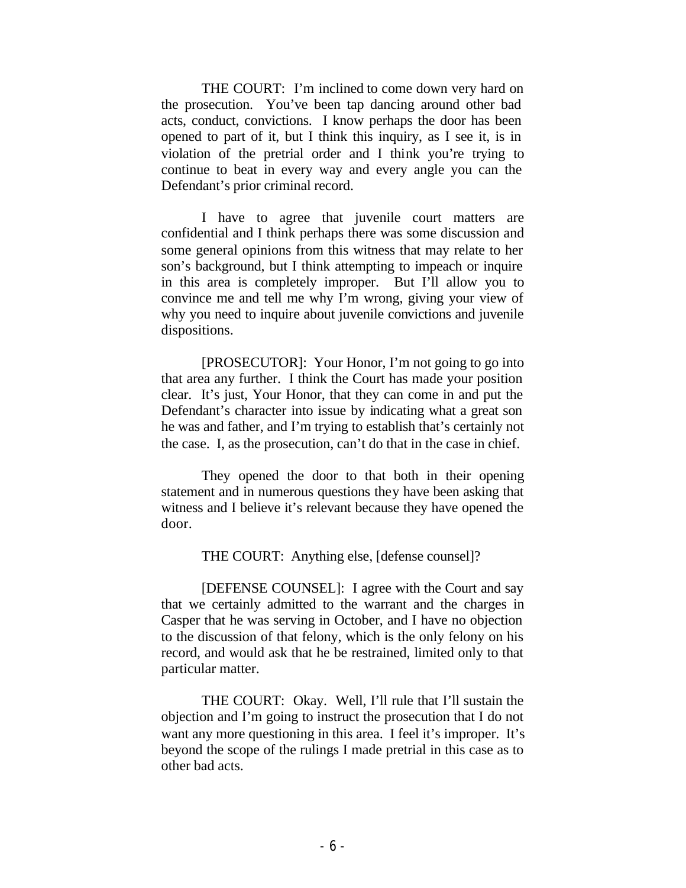THE COURT: I'm inclined to come down very hard on the prosecution. You've been tap dancing around other bad acts, conduct, convictions. I know perhaps the door has been opened to part of it, but I think this inquiry, as I see it, is in violation of the pretrial order and I think you're trying to continue to beat in every way and every angle you can the Defendant's prior criminal record.

I have to agree that juvenile court matters are confidential and I think perhaps there was some discussion and some general opinions from this witness that may relate to her son's background, but I think attempting to impeach or inquire in this area is completely improper. But I'll allow you to convince me and tell me why I'm wrong, giving your view of why you need to inquire about juvenile convictions and juvenile dispositions.

[PROSECUTOR]: Your Honor, I'm not going to go into that area any further. I think the Court has made your position clear. It's just, Your Honor, that they can come in and put the Defendant's character into issue by indicating what a great son he was and father, and I'm trying to establish that's certainly not the case. I, as the prosecution, can't do that in the case in chief.

They opened the door to that both in their opening statement and in numerous questions they have been asking that witness and I believe it's relevant because they have opened the door.

THE COURT: Anything else, [defense counsel]?

[DEFENSE COUNSEL]: I agree with the Court and say that we certainly admitted to the warrant and the charges in Casper that he was serving in October, and I have no objection to the discussion of that felony, which is the only felony on his record, and would ask that he be restrained, limited only to that particular matter.

THE COURT: Okay. Well, I'll rule that I'll sustain the objection and I'm going to instruct the prosecution that I do not want any more questioning in this area. I feel it's improper. It's beyond the scope of the rulings I made pretrial in this case as to other bad acts.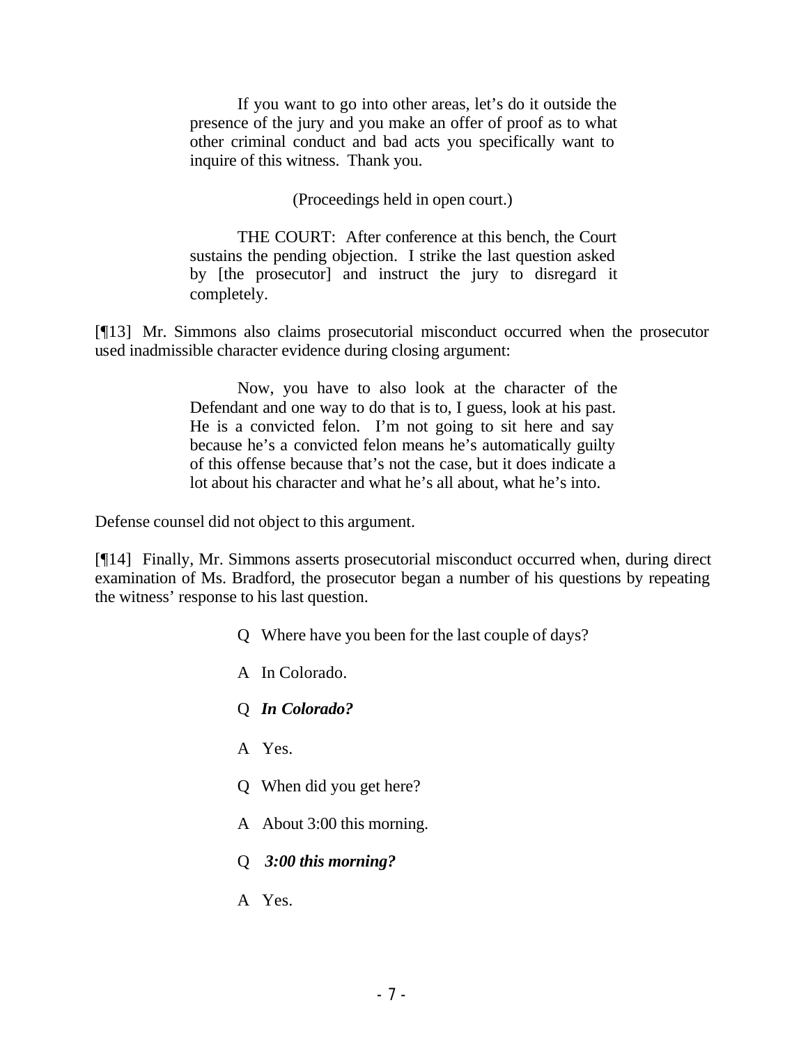> If you want to go into other areas, let's do it outside the presence of the jury and you make an offer of proof as to what other criminal conduct and bad acts you specifically want to inquire of this witness. Thank you.
>
> (Proceedings held in open court.)
>
> THE COURT: After conference at this bench, the Court sustains the pending objection. I strike the last question asked by [the prosecutor] and instruct the jury to disregard it completely.

[¶13] Mr. Simmons also claims prosecutorial misconduct occurred when the prosecutor used inadmissible character evidence during closing argument:

> Now, you have to also look at the character of the Defendant and one way to do that is to, I guess, look at his past. He is a convicted felon. I'm not going to sit here and say because he's a convicted felon means he's automatically guilty of this offense because that's not the case, but it does indicate a lot about his character and what he's all about, what he's into.

Defense counsel did not object to this argument.

[¶14] Finally, Mr. Simmons asserts prosecutorial misconduct occurred when, during direct examination of Ms. Bradford, the prosecutor began a number of his questions by repeating the witness' response to his last question.

> Q Where have you been for the last couple of days?
>
> A In Colorado.
>
> Q ***In Colorado?***
>
> A Yes.
>
> Q When did you get here?
>
> A About 3:00 this morning.
>
> Q ***3:00 this morning?***
>
> A Yes.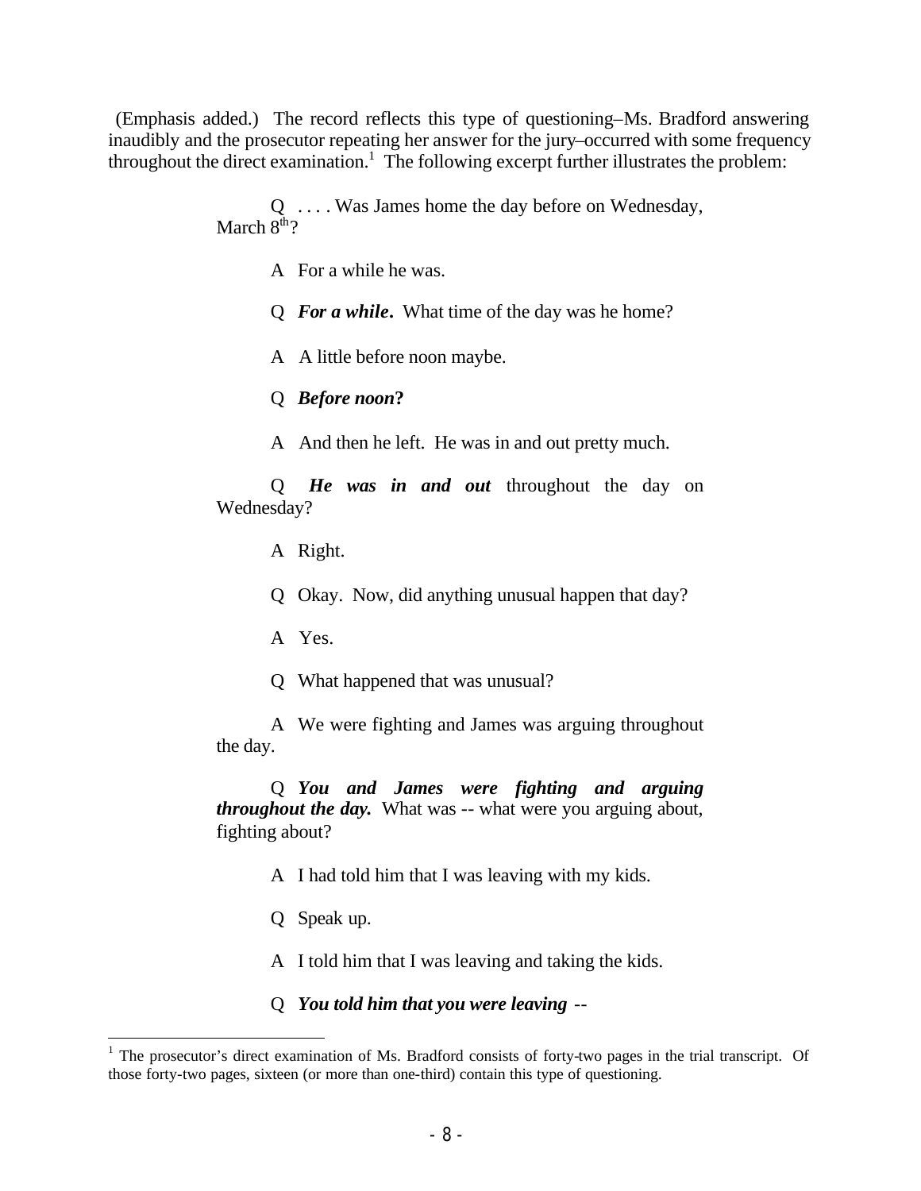(Emphasis added.) The record reflects this type of questioning–Ms. Bradford answering inaudibly and the prosecutor repeating her answer for the jury–occurred with some frequency throughout the direct examination.[1] The following excerpt further illustrates the problem:

> Q . . . . Was James home the day before on Wednesday, March 8th?
>
> A For a while he was.
>
> Q ***For a while***. What time of the day was he home?
>
> A A little before noon maybe.
>
> Q ***Before noon*?**
>
> A And then he left. He was in and out pretty much.
>
> Q ***He was in and out*** throughout the day on Wednesday?
>
> A Right.
>
> Q Okay. Now, did anything unusual happen that day?
>
> A Yes.
>
> Q What happened that was unusual?
>
> A We were fighting and James was arguing throughout the day.
>
> Q ***You and James were fighting and arguing throughout the day.*** What was -- what were you arguing about, fighting about?
>
> A I had told him that I was leaving with my kids.
>
> Q Speak up.
>
> A I told him that I was leaving and taking the kids.
>
> Q ***You told him that you were leaving*** --

---

[1] The prosecutor's direct examination of Ms. Bradford consists of forty-two pages in the trial transcript. Of those forty-two pages, sixteen (or more than one-third) contain this type of questioning.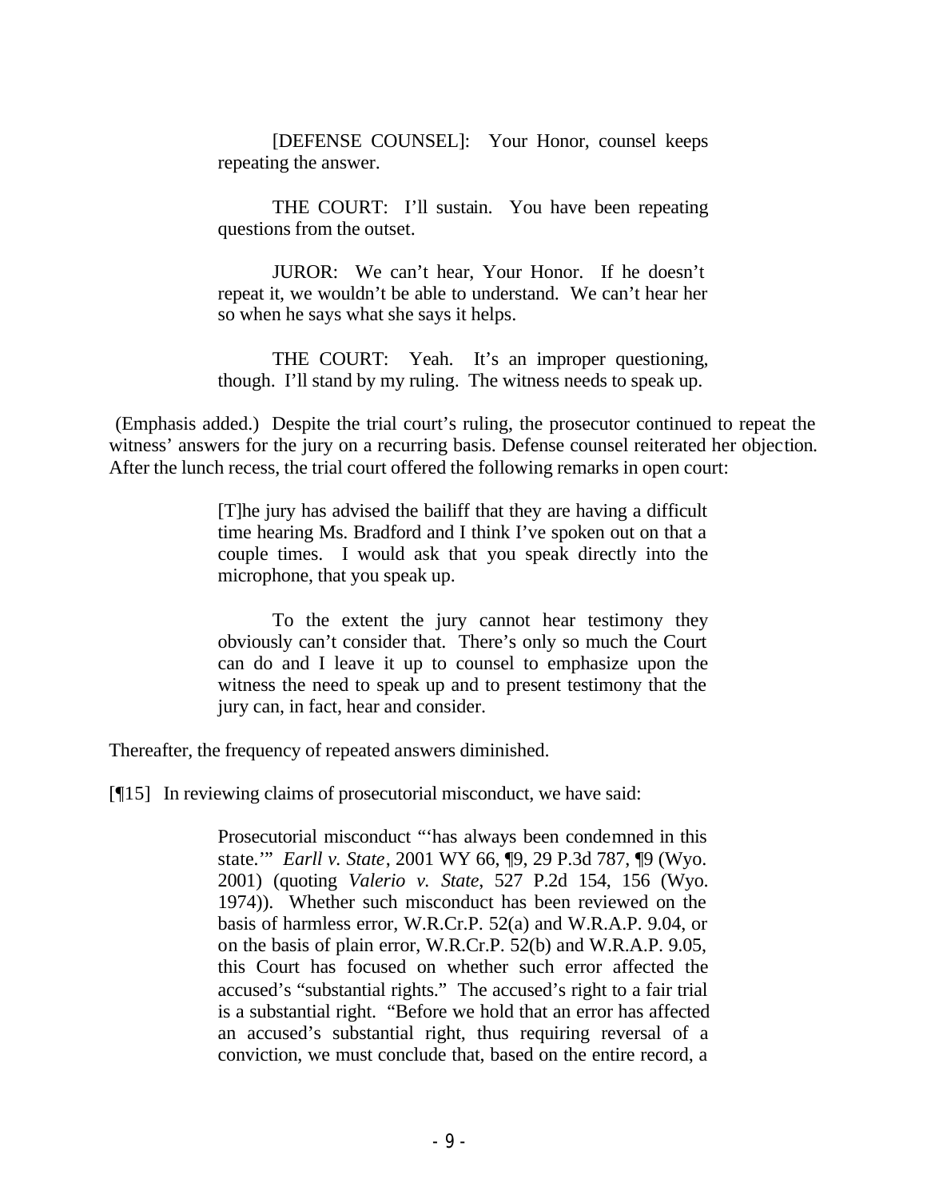> [DEFENSE COUNSEL]: Your Honor, counsel keeps repeating the answer.
>
> THE COURT: I'll sustain. You have been repeating questions from the outset.
>
> JUROR: We can't hear, Your Honor. If he doesn't repeat it, we wouldn't be able to understand. We can't hear her so when he says what she says it helps.
>
> THE COURT: Yeah. It's an improper questioning, though. I'll stand by my ruling. The witness needs to speak up.

(Emphasis added.) Despite the trial court's ruling, the prosecutor continued to repeat the witness' answers for the jury on a recurring basis. Defense counsel reiterated her objection. After the lunch recess, the trial court offered the following remarks in open court:

> [T]he jury has advised the bailiff that they are having a difficult time hearing Ms. Bradford and I think I've spoken out on that a couple times. I would ask that you speak directly into the microphone, that you speak up.
>
> To the extent the jury cannot hear testimony they obviously can't consider that. There's only so much the Court can do and I leave it up to counsel to emphasize upon the witness the need to speak up and to present testimony that the jury can, in fact, hear and consider.

Thereafter, the frequency of repeated answers diminished.

[¶15] In reviewing claims of prosecutorial misconduct, we have said:

> Prosecutorial misconduct "'has always been condemned in this state.'" *Earll v. State*, 2001 WY 66, ¶9, 29 P.3d 787, ¶9 (Wyo. 2001) (quoting *Valerio v. State*, 527 P.2d 154, 156 (Wyo. 1974)). Whether such misconduct has been reviewed on the basis of harmless error, W.R.Cr.P. 52(a) and W.R.A.P. 9.04, or on the basis of plain error, W.R.Cr.P. 52(b) and W.R.A.P. 9.05, this Court has focused on whether such error affected the accused's "substantial rights." The accused's right to a fair trial is a substantial right. "Before we hold that an error has affected an accused's substantial right, thus requiring reversal of a conviction, we must conclude that, based on the entire record, a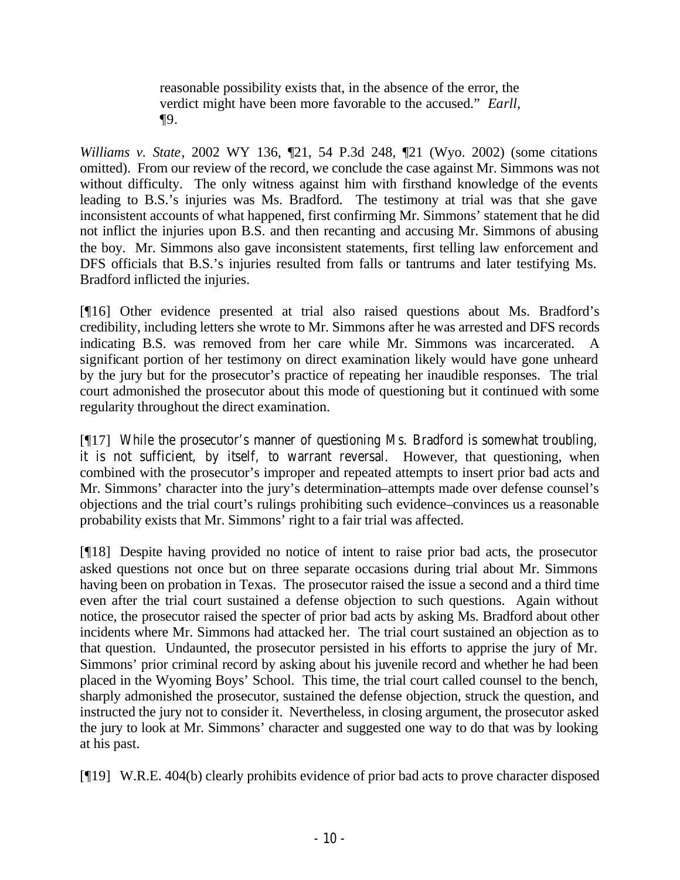> reasonable possibility exists that, in the absence of the error, the verdict might have been more favorable to the accused." *Earll*, ¶9.

*Williams v. State*, 2002 WY 136, ¶21, 54 P.3d 248, ¶21 (Wyo. 2002) (some citations omitted). From our review of the record, we conclude the case against Mr. Simmons was not without difficulty. The only witness against him with firsthand knowledge of the events leading to B.S.'s injuries was Ms. Bradford. The testimony at trial was that she gave inconsistent accounts of what happened, first confirming Mr. Simmons' statement that he did not inflict the injuries upon B.S. and then recanting and accusing Mr. Simmons of abusing the boy. Mr. Simmons also gave inconsistent statements, first telling law enforcement and DFS officials that B.S.'s injuries resulted from falls or tantrums and later testifying Ms. Bradford inflicted the injuries.

[¶16] Other evidence presented at trial also raised questions about Ms. Bradford's credibility, including letters she wrote to Mr. Simmons after he was arrested and DFS records indicating B.S. was removed from her care while Mr. Simmons was incarcerated. A significant portion of her testimony on direct examination likely would have gone unheard by the jury but for the prosecutor's practice of repeating her inaudible responses. The trial court admonished the prosecutor about this mode of questioning but it continued with some regularity throughout the direct examination.

[¶17] While the prosecutor's manner of questioning Ms. Bradford is somewhat troubling, it is not sufficient, by itself, to warrant reversal. However, that questioning, when combined with the prosecutor's improper and repeated attempts to insert prior bad acts and Mr. Simmons' character into the jury's determination–attempts made over defense counsel's objections and the trial court's rulings prohibiting such evidence–convinces us a reasonable probability exists that Mr. Simmons' right to a fair trial was affected.

[¶18] Despite having provided no notice of intent to raise prior bad acts, the prosecutor asked questions not once but on three separate occasions during trial about Mr. Simmons having been on probation in Texas. The prosecutor raised the issue a second and a third time even after the trial court sustained a defense objection to such questions. Again without notice, the prosecutor raised the specter of prior bad acts by asking Ms. Bradford about other incidents where Mr. Simmons had attacked her. The trial court sustained an objection as to that question. Undaunted, the prosecutor persisted in his efforts to apprise the jury of Mr. Simmons' prior criminal record by asking about his juvenile record and whether he had been placed in the Wyoming Boys' School. This time, the trial court called counsel to the bench, sharply admonished the prosecutor, sustained the defense objection, struck the question, and instructed the jury not to consider it. Nevertheless, in closing argument, the prosecutor asked the jury to look at Mr. Simmons' character and suggested one way to do that was by looking at his past.

[¶19] W.R.E. 404(b) clearly prohibits evidence of prior bad acts to prove character disposed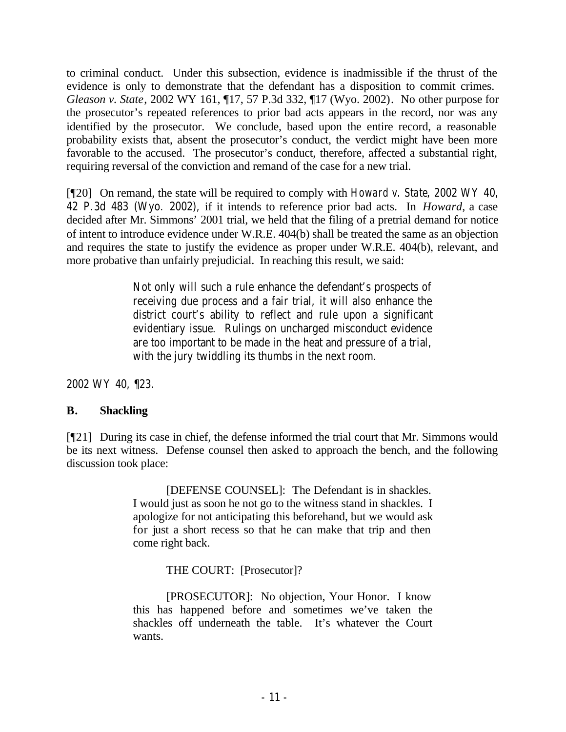to criminal conduct. Under this subsection, evidence is inadmissible if the thrust of the evidence is only to demonstrate that the defendant has a disposition to commit crimes. *Gleason v. State*, 2002 WY 161, ¶17, 57 P.3d 332, ¶17 (Wyo. 2002). No other purpose for the prosecutor's repeated references to prior bad acts appears in the record, nor was any identified by the prosecutor. We conclude, based upon the entire record, a reasonable probability exists that, absent the prosecutor's conduct, the verdict might have been more favorable to the accused. The prosecutor's conduct, therefore, affected a substantial right, requiring reversal of the conviction and remand of the case for a new trial.

[¶20] On remand, the state will be required to comply with *Howard v. State*, 2002 WY 40, 42 P.3d 483 (Wyo. 2002), if it intends to reference prior bad acts. In *Howard*, a case decided after Mr. Simmons' 2001 trial, we held that the filing of a pretrial demand for notice of intent to introduce evidence under W.R.E. 404(b) shall be treated the same as an objection and requires the state to justify the evidence as proper under W.R.E. 404(b), relevant, and more probative than unfairly prejudicial. In reaching this result, we said:

> Not only will such a rule enhance the defendant's prospects of receiving due process and a fair trial, it will also enhance the district court's ability to reflect and rule upon a significant evidentiary issue. Rulings on uncharged misconduct evidence are too important to be made in the heat and pressure of a trial, with the jury twiddling its thumbs in the next room.

2002 WY 40, ¶23.

## B. Shackling

[¶21] During its case in chief, the defense informed the trial court that Mr. Simmons would be its next witness. Defense counsel then asked to approach the bench, and the following discussion took place:

> [DEFENSE COUNSEL]: The Defendant is in shackles. I would just as soon he not go to the witness stand in shackles. I apologize for not anticipating this beforehand, but we would ask for just a short recess so that he can make that trip and then come right back.
>
> THE COURT: [Prosecutor]?
>
> [PROSECUTOR]: No objection, Your Honor. I know this has happened before and sometimes we've taken the shackles off underneath the table. It's whatever the Court wants.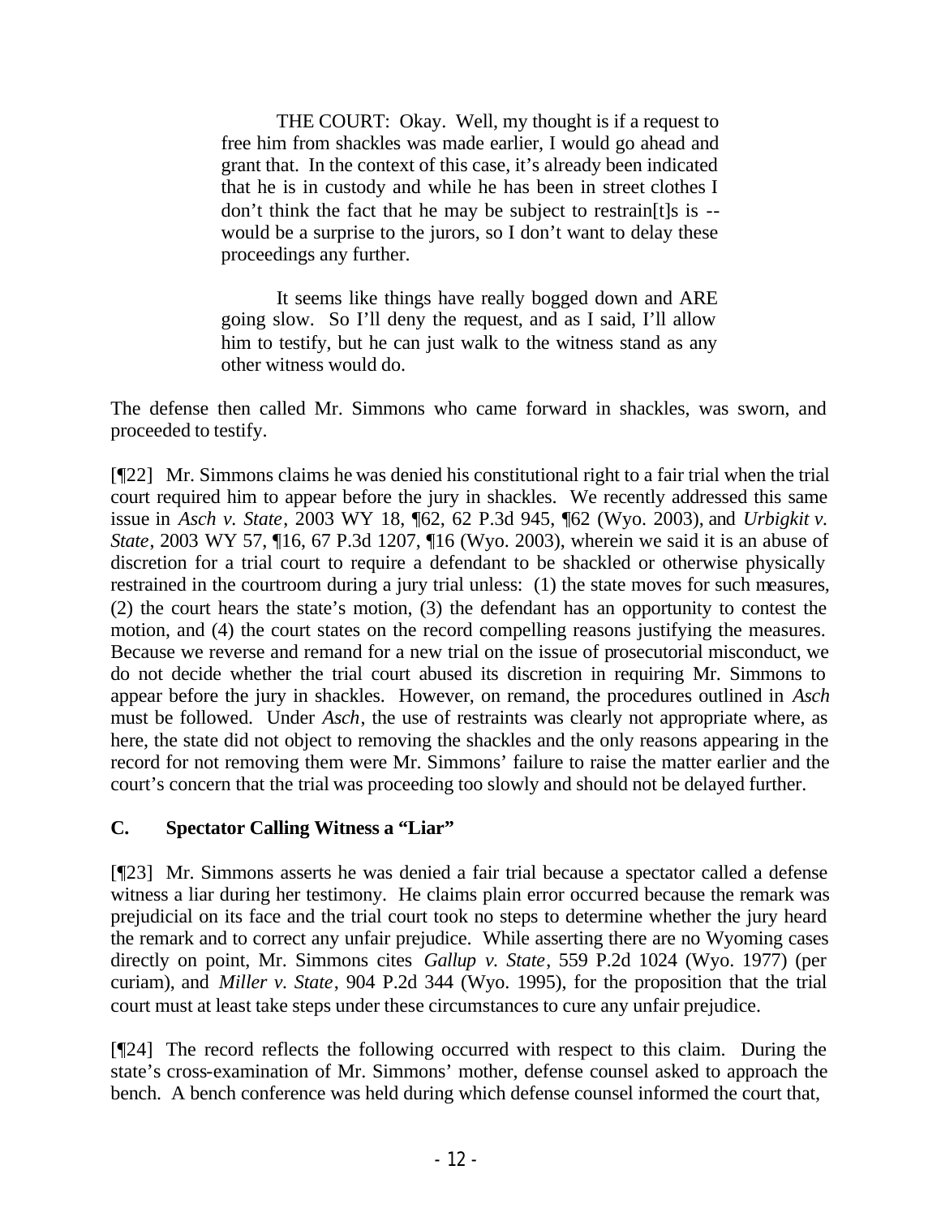> THE COURT: Okay. Well, my thought is if a request to free him from shackles was made earlier, I would go ahead and grant that. In the context of this case, it's already been indicated that he is in custody and while he has been in street clothes I don't think the fact that he may be subject to restrain[t]s is -- would be a surprise to the jurors, so I don't want to delay these proceedings any further.
>
> It seems like things have really bogged down and ARE going slow. So I'll deny the request, and as I said, I'll allow him to testify, but he can just walk to the witness stand as any other witness would do.

The defense then called Mr. Simmons who came forward in shackles, was sworn, and proceeded to testify.

[¶22] Mr. Simmons claims he was denied his constitutional right to a fair trial when the trial court required him to appear before the jury in shackles. We recently addressed this same issue in *Asch v. State*, 2003 WY 18, ¶62, 62 P.3d 945, ¶62 (Wyo. 2003), and *Urbigkit v. State*, 2003 WY 57, ¶16, 67 P.3d 1207, ¶16 (Wyo. 2003), wherein we said it is an abuse of discretion for a trial court to require a defendant to be shackled or otherwise physically restrained in the courtroom during a jury trial unless: (1) the state moves for such measures, (2) the court hears the state's motion, (3) the defendant has an opportunity to contest the motion, and (4) the court states on the record compelling reasons justifying the measures. Because we reverse and remand for a new trial on the issue of prosecutorial misconduct, we do not decide whether the trial court abused its discretion in requiring Mr. Simmons to appear before the jury in shackles. However, on remand, the procedures outlined in *Asch* must be followed. Under *Asch*, the use of restraints was clearly not appropriate where, as here, the state did not object to removing the shackles and the only reasons appearing in the record for not removing them were Mr. Simmons' failure to raise the matter earlier and the court's concern that the trial was proceeding too slowly and should not be delayed further.

### C. Spectator Calling Witness a "Liar"

[¶23] Mr. Simmons asserts he was denied a fair trial because a spectator called a defense witness a liar during her testimony. He claims plain error occurred because the remark was prejudicial on its face and the trial court took no steps to determine whether the jury heard the remark and to correct any unfair prejudice. While asserting there are no Wyoming cases directly on point, Mr. Simmons cites *Gallup v. State*, 559 P.2d 1024 (Wyo. 1977) (per curiam), and *Miller v. State*, 904 P.2d 344 (Wyo. 1995), for the proposition that the trial court must at least take steps under these circumstances to cure any unfair prejudice.

[¶24] The record reflects the following occurred with respect to this claim. During the state's cross-examination of Mr. Simmons' mother, defense counsel asked to approach the bench. A bench conference was held during which defense counsel informed the court that,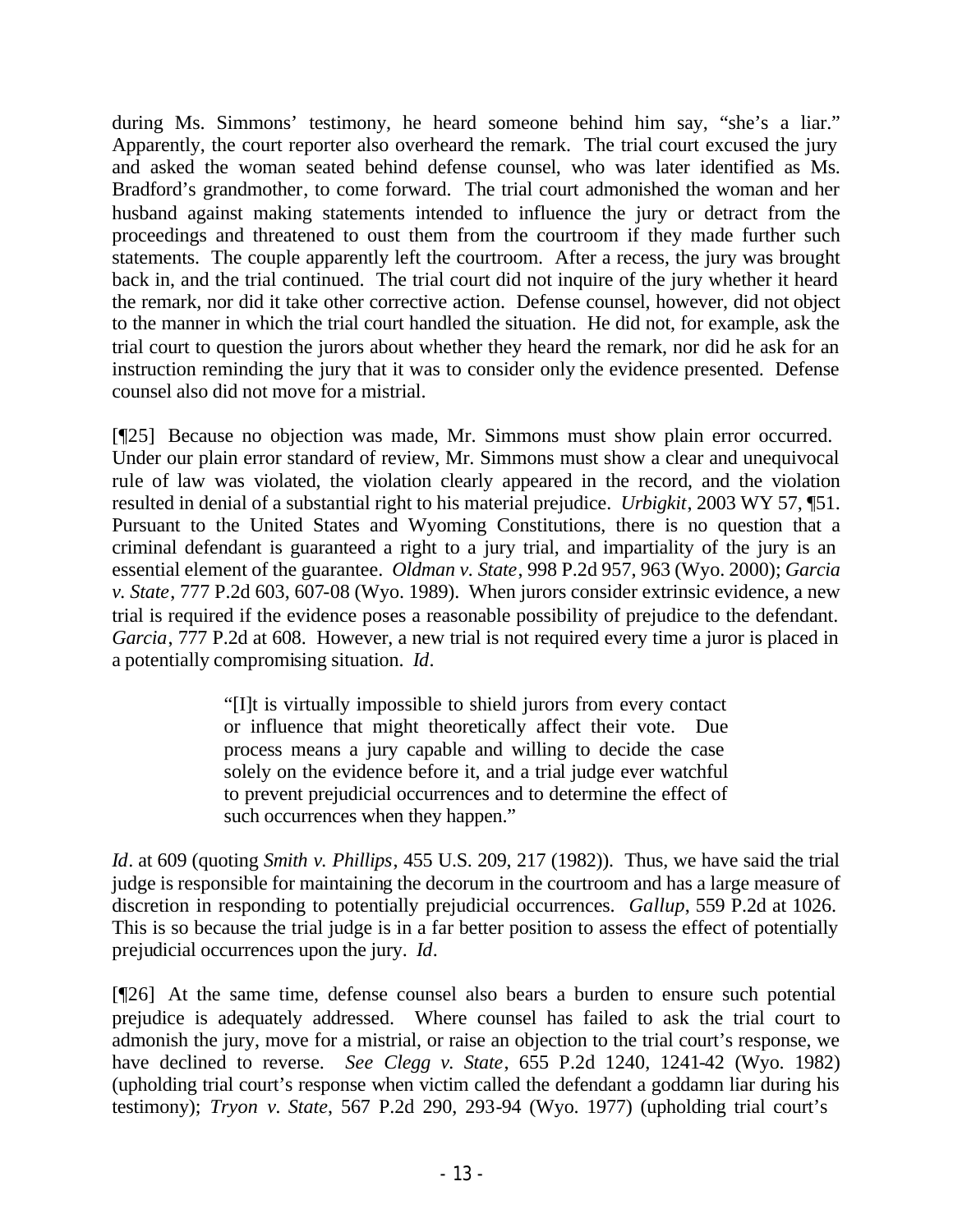during Ms. Simmons' testimony, he heard someone behind him say, "she's a liar." Apparently, the court reporter also overheard the remark. The trial court excused the jury and asked the woman seated behind defense counsel, who was later identified as Ms. Bradford's grandmother, to come forward. The trial court admonished the woman and her husband against making statements intended to influence the jury or detract from the proceedings and threatened to oust them from the courtroom if they made further such statements. The couple apparently left the courtroom. After a recess, the jury was brought back in, and the trial continued. The trial court did not inquire of the jury whether it heard the remark, nor did it take other corrective action. Defense counsel, however, did not object to the manner in which the trial court handled the situation. He did not, for example, ask the trial court to question the jurors about whether they heard the remark, nor did he ask for an instruction reminding the jury that it was to consider only the evidence presented. Defense counsel also did not move for a mistrial.

[¶25] Because no objection was made, Mr. Simmons must show plain error occurred. Under our plain error standard of review, Mr. Simmons must show a clear and unequivocal rule of law was violated, the violation clearly appeared in the record, and the violation resulted in denial of a substantial right to his material prejudice. *Urbigkit*, 2003 WY 57, ¶51. Pursuant to the United States and Wyoming Constitutions, there is no question that a criminal defendant is guaranteed a right to a jury trial, and impartiality of the jury is an essential element of the guarantee. *Oldman v. State*, 998 P.2d 957, 963 (Wyo. 2000); *Garcia v. State*, 777 P.2d 603, 607-08 (Wyo. 1989). When jurors consider extrinsic evidence, a new trial is required if the evidence poses a reasonable possibility of prejudice to the defendant. *Garcia*, 777 P.2d at 608. However, a new trial is not required every time a juror is placed in a potentially compromising situation. *Id*.

> "[I]t is virtually impossible to shield jurors from every contact or influence that might theoretically affect their vote. Due process means a jury capable and willing to decide the case solely on the evidence before it, and a trial judge ever watchful to prevent prejudicial occurrences and to determine the effect of such occurrences when they happen."

*Id*. at 609 (quoting *Smith v. Phillips*, 455 U.S. 209, 217 (1982)). Thus, we have said the trial judge is responsible for maintaining the decorum in the courtroom and has a large measure of discretion in responding to potentially prejudicial occurrences. *Gallup*, 559 P.2d at 1026. This is so because the trial judge is in a far better position to assess the effect of potentially prejudicial occurrences upon the jury. *Id*.

[¶26] At the same time, defense counsel also bears a burden to ensure such potential prejudice is adequately addressed. Where counsel has failed to ask the trial court to admonish the jury, move for a mistrial, or raise an objection to the trial court's response, we have declined to reverse. *See Clegg v. State*, 655 P.2d 1240, 1241-42 (Wyo. 1982) (upholding trial court's response when victim called the defendant a goddamn liar during his testimony); *Tryon v. State*, 567 P.2d 290, 293-94 (Wyo. 1977) (upholding trial court's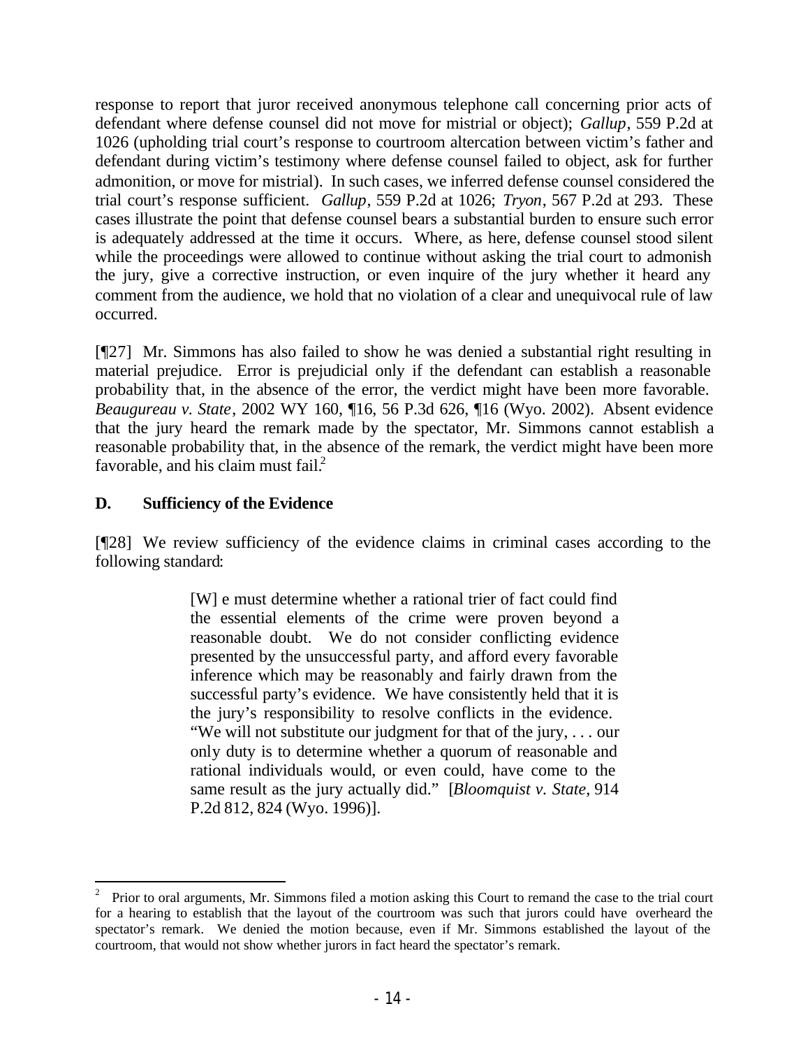response to report that juror received anonymous telephone call concerning prior acts of defendant where defense counsel did not move for mistrial or object); *Gallup*, 559 P.2d at 1026 (upholding trial court's response to courtroom altercation between victim's father and defendant during victim's testimony where defense counsel failed to object, ask for further admonition, or move for mistrial). In such cases, we inferred defense counsel considered the trial court's response sufficient. *Gallup*, 559 P.2d at 1026; *Tryon*, 567 P.2d at 293. These cases illustrate the point that defense counsel bears a substantial burden to ensure such error is adequately addressed at the time it occurs. Where, as here, defense counsel stood silent while the proceedings were allowed to continue without asking the trial court to admonish the jury, give a corrective instruction, or even inquire of the jury whether it heard any comment from the audience, we hold that no violation of a clear and unequivocal rule of law occurred.

[¶27] Mr. Simmons has also failed to show he was denied a substantial right resulting in material prejudice. Error is prejudicial only if the defendant can establish a reasonable probability that, in the absence of the error, the verdict might have been more favorable. *Beaugureau v. State*, 2002 WY 160, ¶16, 56 P.3d 626, ¶16 (Wyo. 2002). Absent evidence that the jury heard the remark made by the spectator, Mr. Simmons cannot establish a reasonable probability that, in the absence of the remark, the verdict might have been more favorable, and his claim must fail.[2]

## D. Sufficiency of the Evidence

[¶28] We review sufficiency of the evidence claims in criminal cases according to the following standard:

> [W] e must determine whether a rational trier of fact could find the essential elements of the crime were proven beyond a reasonable doubt. We do not consider conflicting evidence presented by the unsuccessful party, and afford every favorable inference which may be reasonably and fairly drawn from the successful party's evidence. We have consistently held that it is the jury's responsibility to resolve conflicts in the evidence. "We will not substitute our judgment for that of the jury, . . . our only duty is to determine whether a quorum of reasonable and rational individuals would, or even could, have come to the same result as the jury actually did." [*Bloomquist v. State*, 914 P.2d 812, 824 (Wyo. 1996)].

---

[2] Prior to oral arguments, Mr. Simmons filed a motion asking this Court to remand the case to the trial court for a hearing to establish that the layout of the courtroom was such that jurors could have overheard the spectator's remark. We denied the motion because, even if Mr. Simmons established the layout of the courtroom, that would not show whether jurors in fact heard the spectator's remark.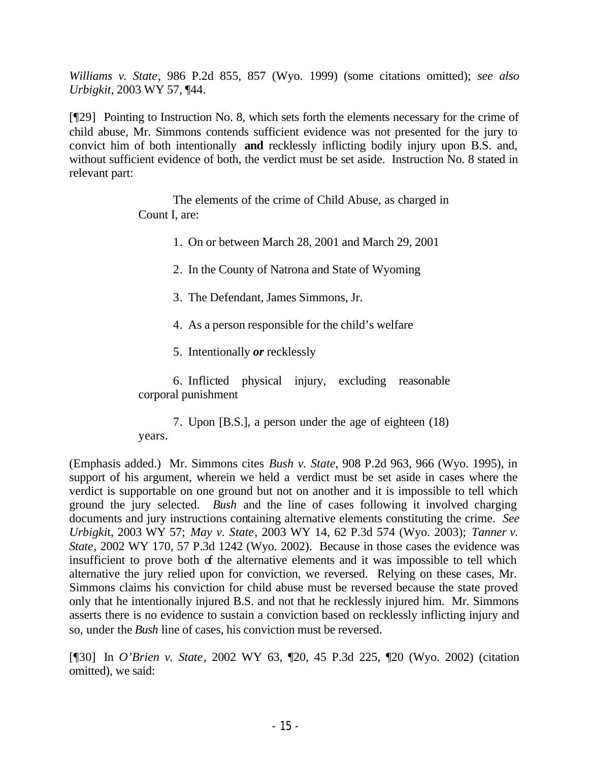*Williams v. State*, 986 P.2d 855, 857 (Wyo. 1999) (some citations omitted); *see also Urbigkit*, 2003 WY 57, ¶44.

[¶29] Pointing to Instruction No. 8, which sets forth the elements necessary for the crime of child abuse, Mr. Simmons contends sufficient evidence was not presented for the jury to convict him of both intentionally **and** recklessly inflicting bodily injury upon B.S. and, without sufficient evidence of both, the verdict must be set aside. Instruction No. 8 stated in relevant part:

> The elements of the crime of Child Abuse, as charged in Count I, are:
>
> 1. On or between March 28, 2001 and March 29, 2001
>
> 2. In the County of Natrona and State of Wyoming
>
> 3. The Defendant, James Simmons, Jr.
>
> 4. As a person responsible for the child's welfare
>
> 5. Intentionally ***or*** recklessly
>
> 6. Inflicted physical injury, excluding reasonable corporal punishment
>
> 7. Upon [B.S.], a person under the age of eighteen (18) years.

(Emphasis added.) Mr. Simmons cites *Bush v. State*, 908 P.2d 963, 966 (Wyo. 1995), in support of his argument, wherein we held a verdict must be set aside in cases where the verdict is supportable on one ground but not on another and it is impossible to tell which ground the jury selected. *Bush* and the line of cases following it involved charging documents and jury instructions containing alternative elements constituting the crime. *See Urbigkit*, 2003 WY 57; *May v. State*, 2003 WY 14, 62 P.3d 574 (Wyo. 2003); *Tanner v. State*, 2002 WY 170, 57 P.3d 1242 (Wyo. 2002). Because in those cases the evidence was insufficient to prove both of the alternative elements and it was impossible to tell which alternative the jury relied upon for conviction, we reversed. Relying on these cases, Mr. Simmons claims his conviction for child abuse must be reversed because the state proved only that he intentionally injured B.S. and not that he recklessly injured him. Mr. Simmons asserts there is no evidence to sustain a conviction based on recklessly inflicting injury and so, under the *Bush* line of cases, his conviction must be reversed.

[¶30] In *O'Brien v. State*, 2002 WY 63, ¶20, 45 P.3d 225, ¶20 (Wyo. 2002) (citation omitted), we said: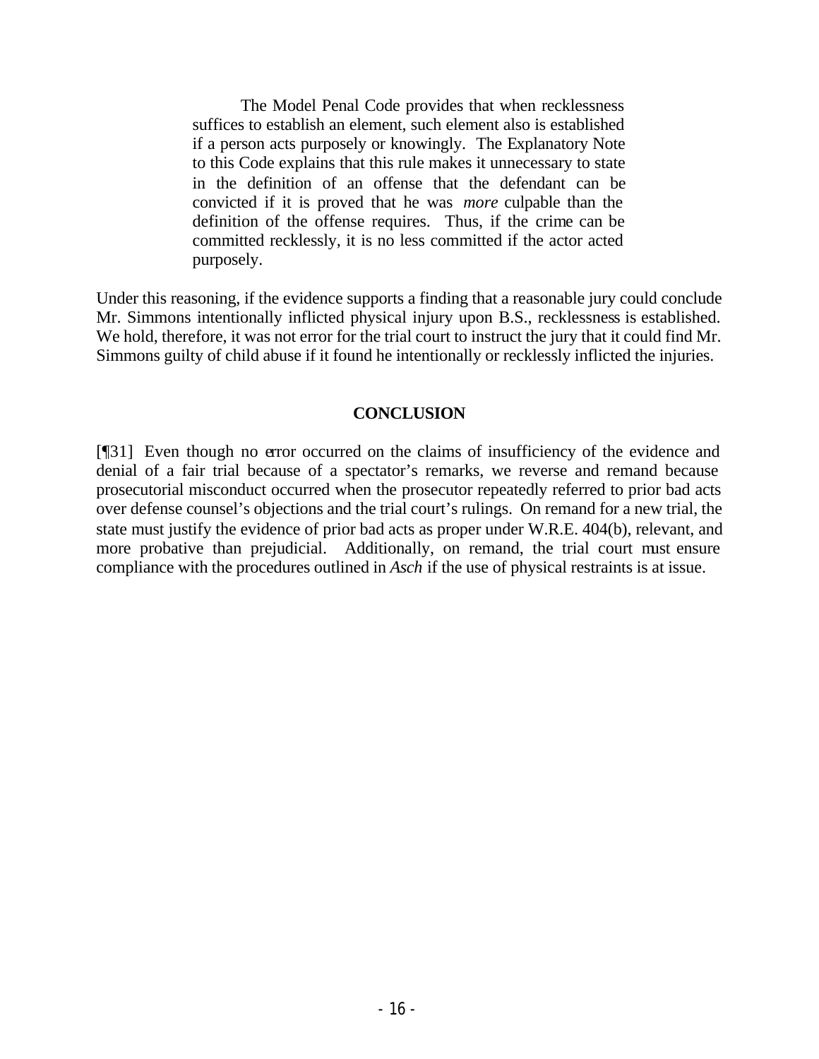> The Model Penal Code provides that when recklessness suffices to establish an element, such element also is established if a person acts purposely or knowingly. The Explanatory Note to this Code explains that this rule makes it unnecessary to state in the definition of an offense that the defendant can be convicted if it is proved that he was *more* culpable than the definition of the offense requires. Thus, if the crime can be committed recklessly, it is no less committed if the actor acted purposely.

Under this reasoning, if the evidence supports a finding that a reasonable jury could conclude Mr. Simmons intentionally inflicted physical injury upon B.S., recklessness is established. We hold, therefore, it was not error for the trial court to instruct the jury that it could find Mr. Simmons guilty of child abuse if it found he intentionally or recklessly inflicted the injuries.

## CONCLUSION

[¶31] Even though no error occurred on the claims of insufficiency of the evidence and denial of a fair trial because of a spectator's remarks, we reverse and remand because prosecutorial misconduct occurred when the prosecutor repeatedly referred to prior bad acts over defense counsel's objections and the trial court's rulings. On remand for a new trial, the state must justify the evidence of prior bad acts as proper under W.R.E. 404(b), relevant, and more probative than prejudicial. Additionally, on remand, the trial court must ensure compliance with the procedures outlined in *Asch* if the use of physical restraints is at issue.